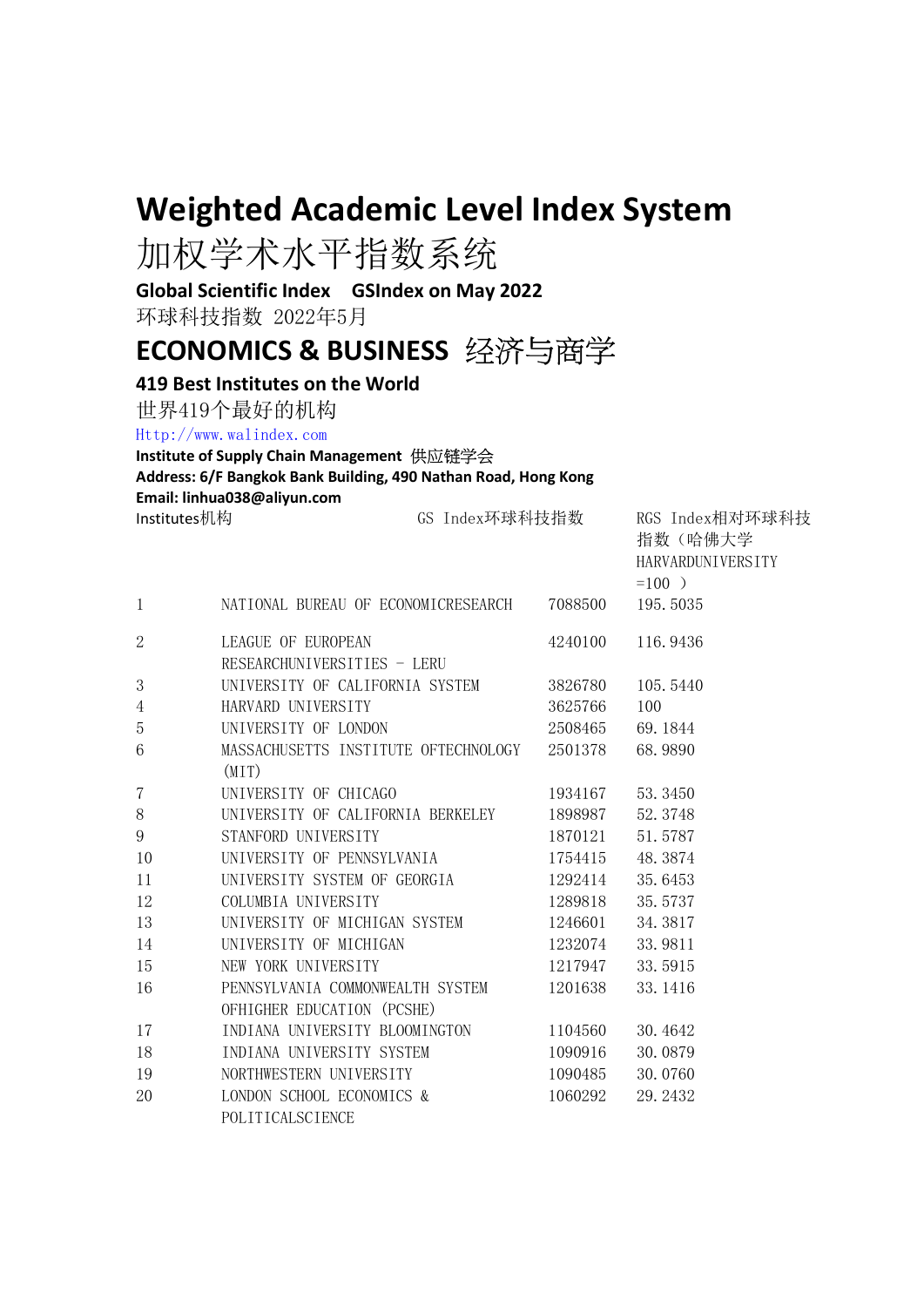# Weighted Academic Level Index System

# 加权学术水平指数系统

**Global Scientific Index GSIndex on May 2022**

环球科技指数 2022年5月

## ECONOMICS & BUSINESS 经济与商学

**419 Best Institutes on the World**

世界419个最好的机构

Http://www.walindex.com

**Institute of Supply Chain Management 供应链学会**

**Address: 6/F Bangkok Bank Building, 490 Nathan Road, Hong Kong**

**Email: linhua038@aliyun.com**

| | Institutes机构 | GS Index环球科技指数 | RGS Index相对环球科技指数（哈佛大学HARVARDUNIVERSITY =100 ） |
|---|---|---|---|
| 1 | NATIONAL BUREAU OF ECONOMICRESEARCH | 7088500 | 195.5035 |
| 2 | LEAGUE OF EUROPEAN RESEARCHUNIVERSITIES - LERU | 4240100 | 116.9436 |
| 3 | UNIVERSITY OF CALIFORNIA SYSTEM | 3826780 | 105.5440 |
| 4 | HARVARD UNIVERSITY | 3625766 | 100 |
| 5 | UNIVERSITY OF LONDON | 2508465 | 69.1844 |
| 6 | MASSACHUSETTS INSTITUTE OFTECHNOLOGY (MIT) | 2501378 | 68.9890 |
| 7 | UNIVERSITY OF CHICAGO | 1934167 | 53.3450 |
| 8 | UNIVERSITY OF CALIFORNIA BERKELEY | 1898987 | 52.3748 |
| 9 | STANFORD UNIVERSITY | 1870121 | 51.5787 |
| 10 | UNIVERSITY OF PENNSYLVANIA | 1754415 | 48.3874 |
| 11 | UNIVERSITY SYSTEM OF GEORGIA | 1292414 | 35.6453 |
| 12 | COLUMBIA UNIVERSITY | 1289818 | 35.5737 |
| 13 | UNIVERSITY OF MICHIGAN SYSTEM | 1246601 | 34.3817 |
| 14 | UNIVERSITY OF MICHIGAN | 1232074 | 33.9811 |
| 15 | NEW YORK UNIVERSITY | 1217947 | 33.5915 |
| 16 | PENNSYLVANIA COMMONWEALTH SYSTEM OFHIGHER EDUCATION (PCSHE) | 1201638 | 33.1416 |
| 17 | INDIANA UNIVERSITY BLOOMINGTON | 1104560 | 30.4642 |
| 18 | INDIANA UNIVERSITY SYSTEM | 1090916 | 30.0879 |
| 19 | NORTHWESTERN UNIVERSITY | 1090485 | 30.0760 |
| 20 | LONDON SCHOOL ECONOMICS & POLITICALSCIENCE | 1060292 | 29.2432 |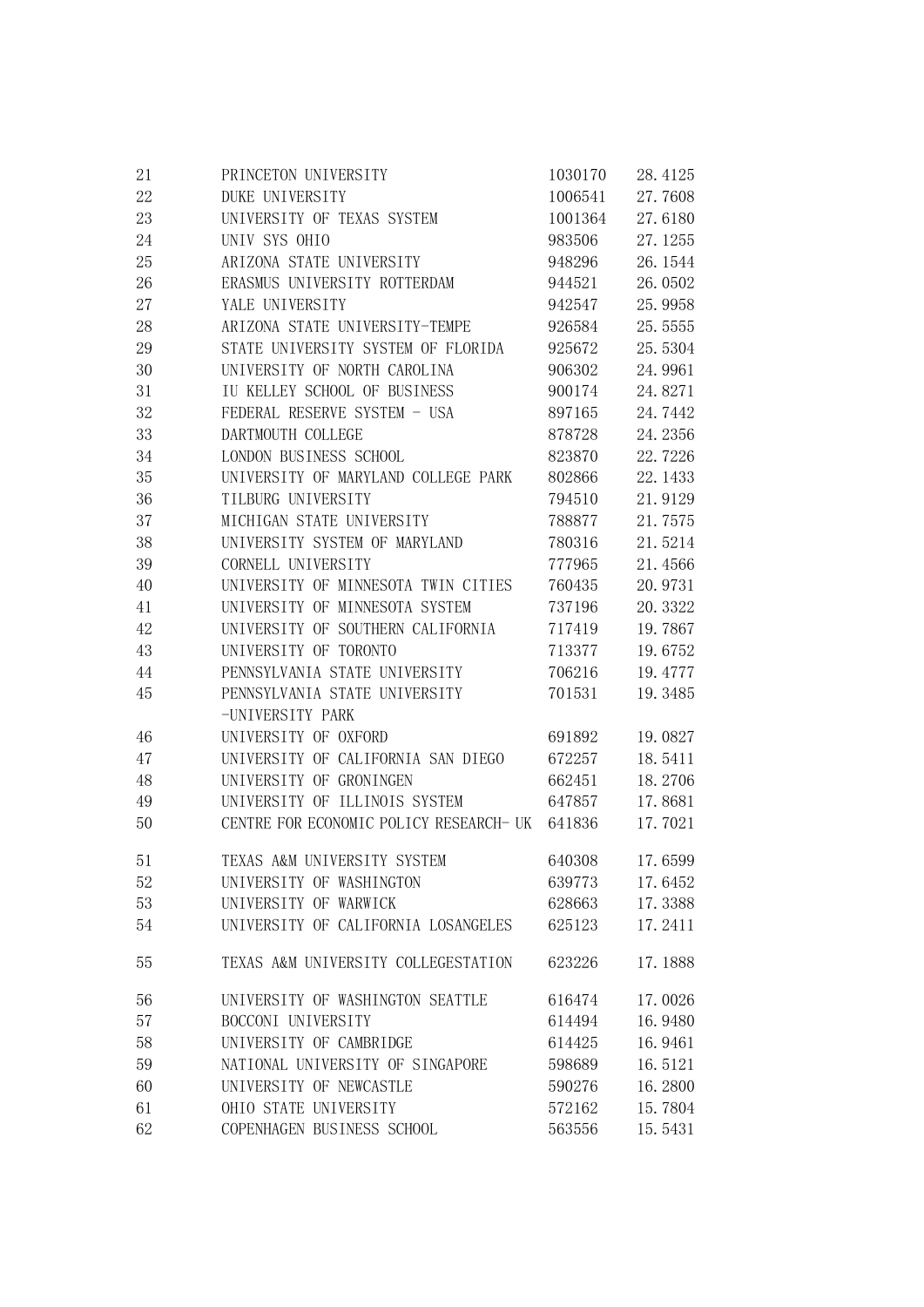| | | | |
|---|---|---|---|
| 21 | PRINCETON UNIVERSITY | 1030170 | 28.4125 |
| 22 | DUKE UNIVERSITY | 1006541 | 27.7608 |
| 23 | UNIVERSITY OF TEXAS SYSTEM | 1001364 | 27.6180 |
| 24 | UNIV SYS OHIO | 983506 | 27.1255 |
| 25 | ARIZONA STATE UNIVERSITY | 948296 | 26.1544 |
| 26 | ERASMUS UNIVERSITY ROTTERDAM | 944521 | 26.0502 |
| 27 | YALE UNIVERSITY | 942547 | 25.9958 |
| 28 | ARIZONA STATE UNIVERSITY-TEMPE | 926584 | 25.5555 |
| 29 | STATE UNIVERSITY SYSTEM OF FLORIDA | 925672 | 25.5304 |
| 30 | UNIVERSITY OF NORTH CAROLINA | 906302 | 24.9961 |
| 31 | IU KELLEY SCHOOL OF BUSINESS | 900174 | 24.8271 |
| 32 | FEDERAL RESERVE SYSTEM - USA | 897165 | 24.7442 |
| 33 | DARTMOUTH COLLEGE | 878728 | 24.2356 |
| 34 | LONDON BUSINESS SCHOOL | 823870 | 22.7226 |
| 35 | UNIVERSITY OF MARYLAND COLLEGE PARK | 802866 | 22.1433 |
| 36 | TILBURG UNIVERSITY | 794510 | 21.9129 |
| 37 | MICHIGAN STATE UNIVERSITY | 788877 | 21.7575 |
| 38 | UNIVERSITY SYSTEM OF MARYLAND | 780316 | 21.5214 |
| 39 | CORNELL UNIVERSITY | 777965 | 21.4566 |
| 40 | UNIVERSITY OF MINNESOTA TWIN CITIES | 760435 | 20.9731 |
| 41 | UNIVERSITY OF MINNESOTA SYSTEM | 737196 | 20.3322 |
| 42 | UNIVERSITY OF SOUTHERN CALIFORNIA | 717419 | 19.7867 |
| 43 | UNIVERSITY OF TORONTO | 713377 | 19.6752 |
| 44 | PENNSYLVANIA STATE UNIVERSITY | 706216 | 19.4777 |
| 45 | PENNSYLVANIA STATE UNIVERSITY -UNIVERSITY PARK | 701531 | 19.3485 |
| 46 | UNIVERSITY OF OXFORD | 691892 | 19.0827 |
| 47 | UNIVERSITY OF CALIFORNIA SAN DIEGO | 672257 | 18.5411 |
| 48 | UNIVERSITY OF GRONINGEN | 662451 | 18.2706 |
| 49 | UNIVERSITY OF ILLINOIS SYSTEM | 647857 | 17.8681 |
| 50 | CENTRE FOR ECONOMIC POLICY RESEARCH- UK | 641836 | 17.7021 |
| 51 | TEXAS A&M UNIVERSITY SYSTEM | 640308 | 17.6599 |
| 52 | UNIVERSITY OF WASHINGTON | 639773 | 17.6452 |
| 53 | UNIVERSITY OF WARWICK | 628663 | 17.3388 |
| 54 | UNIVERSITY OF CALIFORNIA LOSANGELES | 625123 | 17.2411 |
| 55 | TEXAS A&M UNIVERSITY COLLEGESTATION | 623226 | 17.1888 |
| 56 | UNIVERSITY OF WASHINGTON SEATTLE | 616474 | 17.0026 |
| 57 | BOCCONI UNIVERSITY | 614494 | 16.9480 |
| 58 | UNIVERSITY OF CAMBRIDGE | 614425 | 16.9461 |
| 59 | NATIONAL UNIVERSITY OF SINGAPORE | 598689 | 16.5121 |
| 60 | UNIVERSITY OF NEWCASTLE | 590276 | 16.2800 |
| 61 | OHIO STATE UNIVERSITY | 572162 | 15.7804 |
| 62 | COPENHAGEN BUSINESS SCHOOL | 563556 | 15.5431 |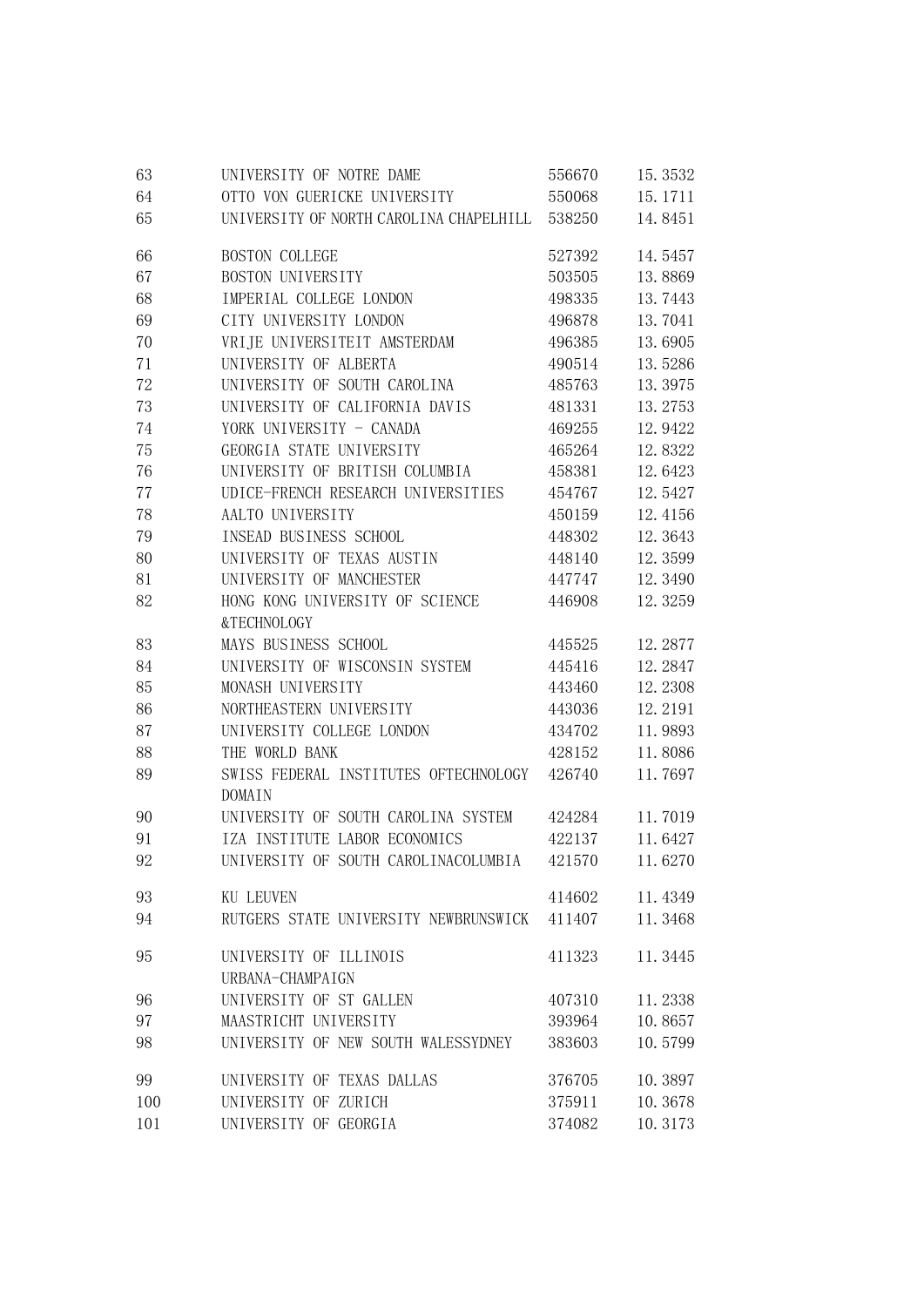| | | | |
|---|---|---|---|
| 63 | UNIVERSITY OF NOTRE DAME | 556670 | 15.3532 |
| 64 | OTTO VON GUERICKE UNIVERSITY | 550068 | 15.1711 |
| 65 | UNIVERSITY OF NORTH CAROLINA CHAPELHILL | 538250 | 14.8451 |
| 66 | BOSTON COLLEGE | 527392 | 14.5457 |
| 67 | BOSTON UNIVERSITY | 503505 | 13.8869 |
| 68 | IMPERIAL COLLEGE LONDON | 498335 | 13.7443 |
| 69 | CITY UNIVERSITY LONDON | 496878 | 13.7041 |
| 70 | VRIJE UNIVERSITEIT AMSTERDAM | 496385 | 13.6905 |
| 71 | UNIVERSITY OF ALBERTA | 490514 | 13.5286 |
| 72 | UNIVERSITY OF SOUTH CAROLINA | 485763 | 13.3975 |
| 73 | UNIVERSITY OF CALIFORNIA DAVIS | 481331 | 13.2753 |
| 74 | YORK UNIVERSITY - CANADA | 469255 | 12.9422 |
| 75 | GEORGIA STATE UNIVERSITY | 465264 | 12.8322 |
| 76 | UNIVERSITY OF BRITISH COLUMBIA | 458381 | 12.6423 |
| 77 | UDICE-FRENCH RESEARCH UNIVERSITIES | 454767 | 12.5427 |
| 78 | AALTO UNIVERSITY | 450159 | 12.4156 |
| 79 | INSEAD BUSINESS SCHOOL | 448302 | 12.3643 |
| 80 | UNIVERSITY OF TEXAS AUSTIN | 448140 | 12.3599 |
| 81 | UNIVERSITY OF MANCHESTER | 447747 | 12.3490 |
| 82 | HONG KONG UNIVERSITY OF SCIENCE &TECHNOLOGY | 446908 | 12.3259 |
| 83 | MAYS BUSINESS SCHOOL | 445525 | 12.2877 |
| 84 | UNIVERSITY OF WISCONSIN SYSTEM | 445416 | 12.2847 |
| 85 | MONASH UNIVERSITY | 443460 | 12.2308 |
| 86 | NORTHEASTERN UNIVERSITY | 443036 | 12.2191 |
| 87 | UNIVERSITY COLLEGE LONDON | 434702 | 11.9893 |
| 88 | THE WORLD BANK | 428152 | 11.8086 |
| 89 | SWISS FEDERAL INSTITUTES OFTECHNOLOGY DOMAIN | 426740 | 11.7697 |
| 90 | UNIVERSITY OF SOUTH CAROLINA SYSTEM | 424284 | 11.7019 |
| 91 | IZA INSTITUTE LABOR ECONOMICS | 422137 | 11.6427 |
| 92 | UNIVERSITY OF SOUTH CAROLINACOLUMBIA | 421570 | 11.6270 |
| 93 | KU LEUVEN | 414602 | 11.4349 |
| 94 | RUTGERS STATE UNIVERSITY NEWBRUNSWICK | 411407 | 11.3468 |
| 95 | UNIVERSITY OF ILLINOIS URBANA-CHAMPAIGN | 411323 | 11.3445 |
| 96 | UNIVERSITY OF ST GALLEN | 407310 | 11.2338 |
| 97 | MAASTRICHT UNIVERSITY | 393964 | 10.8657 |
| 98 | UNIVERSITY OF NEW SOUTH WALESSYDNEY | 383603 | 10.5799 |
| 99 | UNIVERSITY OF TEXAS DALLAS | 376705 | 10.3897 |
| 100 | UNIVERSITY OF ZURICH | 375911 | 10.3678 |
| 101 | UNIVERSITY OF GEORGIA | 374082 | 10.3173 |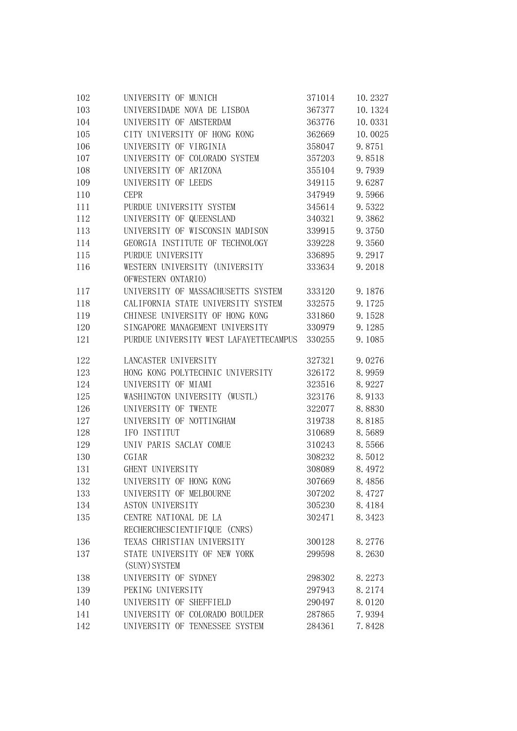| | | | |
|---|---|---|---|
| 102 | UNIVERSITY OF MUNICH | 371014 | 10.2327 |
| 103 | UNIVERSIDADE NOVA DE LISBOA | 367377 | 10.1324 |
| 104 | UNIVERSITY OF AMSTERDAM | 363776 | 10.0331 |
| 105 | CITY UNIVERSITY OF HONG KONG | 362669 | 10.0025 |
| 106 | UNIVERSITY OF VIRGINIA | 358047 | 9.8751 |
| 107 | UNIVERSITY OF COLORADO SYSTEM | 357203 | 9.8518 |
| 108 | UNIVERSITY OF ARIZONA | 355104 | 9.7939 |
| 109 | UNIVERSITY OF LEEDS | 349115 | 9.6287 |
| 110 | CEPR | 347949 | 9.5966 |
| 111 | PURDUE UNIVERSITY SYSTEM | 345614 | 9.5322 |
| 112 | UNIVERSITY OF QUEENSLAND | 340321 | 9.3862 |
| 113 | UNIVERSITY OF WISCONSIN MADISON | 339915 | 9.3750 |
| 114 | GEORGIA INSTITUTE OF TECHNOLOGY | 339228 | 9.3560 |
| 115 | PURDUE UNIVERSITY | 336895 | 9.2917 |
| 116 | WESTERN UNIVERSITY (UNIVERSITY OFWESTERN ONTARIO) | 333634 | 9.2018 |
| 117 | UNIVERSITY OF MASSACHUSETTS SYSTEM | 333120 | 9.1876 |
| 118 | CALIFORNIA STATE UNIVERSITY SYSTEM | 332575 | 9.1725 |
| 119 | CHINESE UNIVERSITY OF HONG KONG | 331860 | 9.1528 |
| 120 | SINGAPORE MANAGEMENT UNIVERSITY | 330979 | 9.1285 |
| 121 | PURDUE UNIVERSITY WEST LAFAYETTECAMPUS | 330255 | 9.1085 |
| 122 | LANCASTER UNIVERSITY | 327321 | 9.0276 |
| 123 | HONG KONG POLYTECHNIC UNIVERSITY | 326172 | 8.9959 |
| 124 | UNIVERSITY OF MIAMI | 323516 | 8.9227 |
| 125 | WASHINGTON UNIVERSITY (WUSTL) | 323176 | 8.9133 |
| 126 | UNIVERSITY OF TWENTE | 322077 | 8.8830 |
| 127 | UNIVERSITY OF NOTTINGHAM | 319738 | 8.8185 |
| 128 | IFO INSTITUT | 310689 | 8.5689 |
| 129 | UNIV PARIS SACLAY COMUE | 310243 | 8.5566 |
| 130 | CGIAR | 308232 | 8.5012 |
| 131 | GHENT UNIVERSITY | 308089 | 8.4972 |
| 132 | UNIVERSITY OF HONG KONG | 307669 | 8.4856 |
| 133 | UNIVERSITY OF MELBOURNE | 307202 | 8.4727 |
| 134 | ASTON UNIVERSITY | 305230 | 8.4184 |
| 135 | CENTRE NATIONAL DE LA RECHERCHESCIENTIFIQUE (CNRS) | 302471 | 8.3423 |
| 136 | TEXAS CHRISTIAN UNIVERSITY | 300128 | 8.2776 |
| 137 | STATE UNIVERSITY OF NEW YORK (SUNY)SYSTEM | 299598 | 8.2630 |
| 138 | UNIVERSITY OF SYDNEY | 298302 | 8.2273 |
| 139 | PEKING UNIVERSITY | 297943 | 8.2174 |
| 140 | UNIVERSITY OF SHEFFIELD | 290497 | 8.0120 |
| 141 | UNIVERSITY OF COLORADO BOULDER | 287865 | 7.9394 |
| 142 | UNIVERSITY OF TENNESSEE SYSTEM | 284361 | 7.8428 |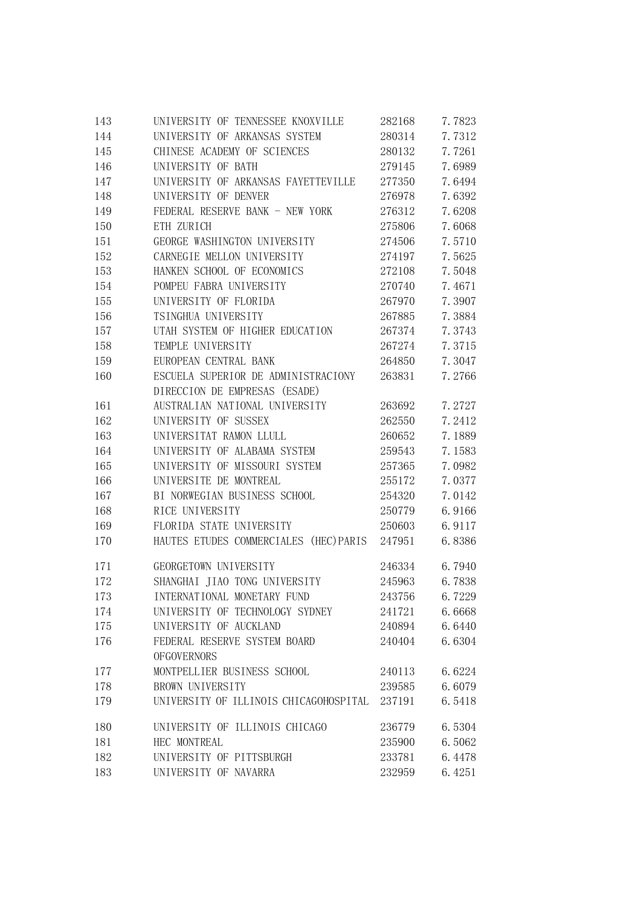| | | | |
|---|---|---|---|
| 143 | UNIVERSITY OF TENNESSEE KNOXVILLE | 282168 | 7.7823 |
| 144 | UNIVERSITY OF ARKANSAS SYSTEM | 280314 | 7.7312 |
| 145 | CHINESE ACADEMY OF SCIENCES | 280132 | 7.7261 |
| 146 | UNIVERSITY OF BATH | 279145 | 7.6989 |
| 147 | UNIVERSITY OF ARKANSAS FAYETTEVILLE | 277350 | 7.6494 |
| 148 | UNIVERSITY OF DENVER | 276978 | 7.6392 |
| 149 | FEDERAL RESERVE BANK - NEW YORK | 276312 | 7.6208 |
| 150 | ETH ZURICH | 275806 | 7.6068 |
| 151 | GEORGE WASHINGTON UNIVERSITY | 274506 | 7.5710 |
| 152 | CARNEGIE MELLON UNIVERSITY | 274197 | 7.5625 |
| 153 | HANKEN SCHOOL OF ECONOMICS | 272108 | 7.5048 |
| 154 | POMPEU FABRA UNIVERSITY | 270740 | 7.4671 |
| 155 | UNIVERSITY OF FLORIDA | 267970 | 7.3907 |
| 156 | TSINGHUA UNIVERSITY | 267885 | 7.3884 |
| 157 | UTAH SYSTEM OF HIGHER EDUCATION | 267374 | 7.3743 |
| 158 | TEMPLE UNIVERSITY | 267274 | 7.3715 |
| 159 | EUROPEAN CENTRAL BANK | 264850 | 7.3047 |
| 160 | ESCUELA SUPERIOR DE ADMINISTRACIONY DIRECCION DE EMPRESAS (ESADE) | 263831 | 7.2766 |
| 161 | AUSTRALIAN NATIONAL UNIVERSITY | 263692 | 7.2727 |
| 162 | UNIVERSITY OF SUSSEX | 262550 | 7.2412 |
| 163 | UNIVERSITAT RAMON LLULL | 260652 | 7.1889 |
| 164 | UNIVERSITY OF ALABAMA SYSTEM | 259543 | 7.1583 |
| 165 | UNIVERSITY OF MISSOURI SYSTEM | 257365 | 7.0982 |
| 166 | UNIVERSITE DE MONTREAL | 255172 | 7.0377 |
| 167 | BI NORWEGIAN BUSINESS SCHOOL | 254320 | 7.0142 |
| 168 | RICE UNIVERSITY | 250779 | 6.9166 |
| 169 | FLORIDA STATE UNIVERSITY | 250603 | 6.9117 |
| 170 | HAUTES ETUDES COMMERCIALES (HEC)PARIS | 247951 | 6.8386 |
| 171 | GEORGETOWN UNIVERSITY | 246334 | 6.7940 |
| 172 | SHANGHAI JIAO TONG UNIVERSITY | 245963 | 6.7838 |
| 173 | INTERNATIONAL MONETARY FUND | 243756 | 6.7229 |
| 174 | UNIVERSITY OF TECHNOLOGY SYDNEY | 241721 | 6.6668 |
| 175 | UNIVERSITY OF AUCKLAND | 240894 | 6.6440 |
| 176 | FEDERAL RESERVE SYSTEM BOARD OFGOVERNORS | 240404 | 6.6304 |
| 177 | MONTPELLIER BUSINESS SCHOOL | 240113 | 6.6224 |
| 178 | BROWN UNIVERSITY | 239585 | 6.6079 |
| 179 | UNIVERSITY OF ILLINOIS CHICAGOHOSPITAL | 237191 | 6.5418 |
| 180 | UNIVERSITY OF ILLINOIS CHICAGO | 236779 | 6.5304 |
| 181 | HEC MONTREAL | 235900 | 6.5062 |
| 182 | UNIVERSITY OF PITTSBURGH | 233781 | 6.4478 |
| 183 | UNIVERSITY OF NAVARRA | 232959 | 6.4251 |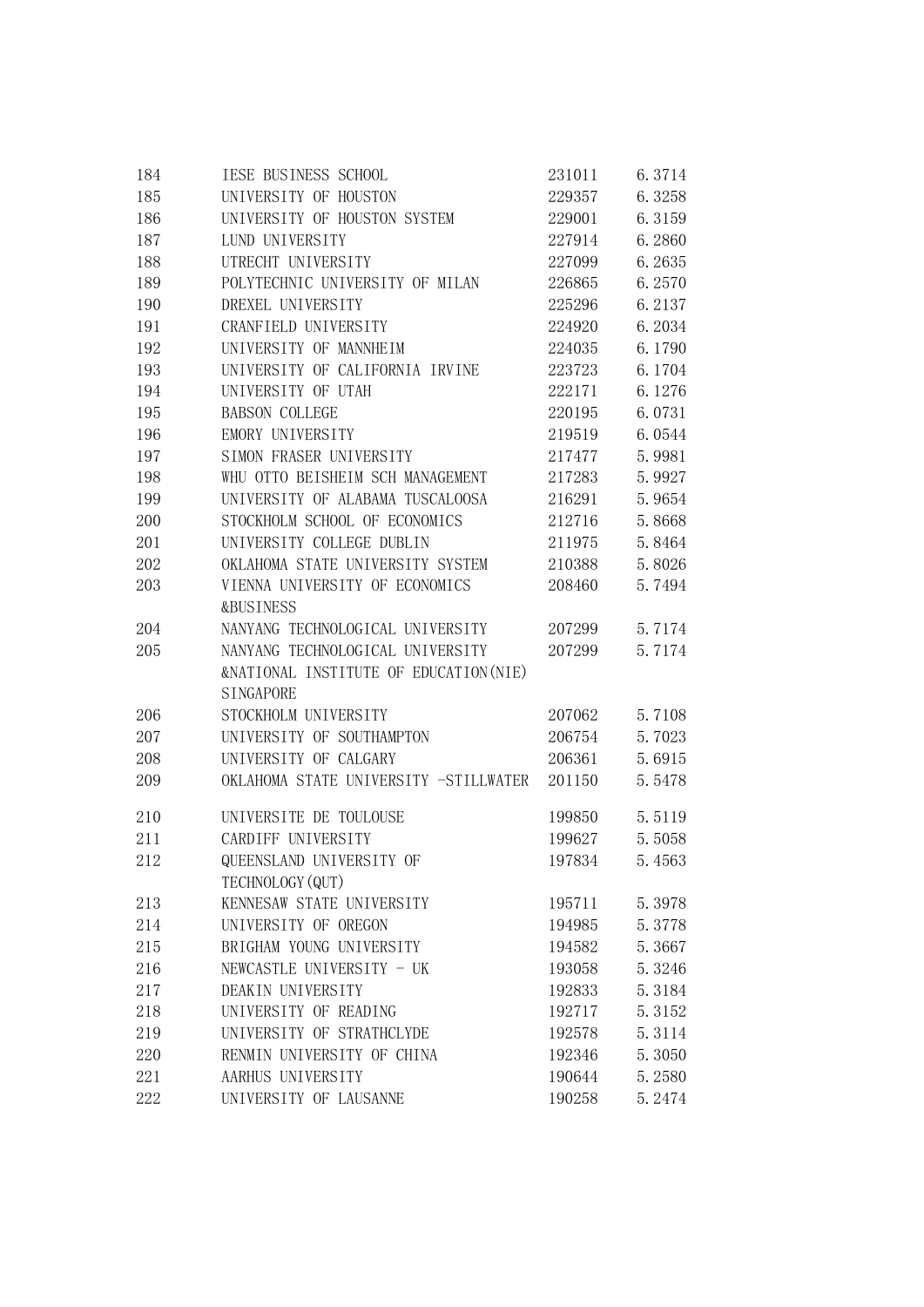| 184 | IESE BUSINESS SCHOOL | 231011 | 6.3714 |
|---|---|---|---|
| 185 | UNIVERSITY OF HOUSTON | 229357 | 6.3258 |
| 186 | UNIVERSITY OF HOUSTON SYSTEM | 229001 | 6.3159 |
| 187 | LUND UNIVERSITY | 227914 | 6.2860 |
| 188 | UTRECHT UNIVERSITY | 227099 | 6.2635 |
| 189 | POLYTECHNIC UNIVERSITY OF MILAN | 226865 | 6.2570 |
| 190 | DREXEL UNIVERSITY | 225296 | 6.2137 |
| 191 | CRANFIELD UNIVERSITY | 224920 | 6.2034 |
| 192 | UNIVERSITY OF MANNHEIM | 224035 | 6.1790 |
| 193 | UNIVERSITY OF CALIFORNIA IRVINE | 223723 | 6.1704 |
| 194 | UNIVERSITY OF UTAH | 222171 | 6.1276 |
| 195 | BABSON COLLEGE | 220195 | 6.0731 |
| 196 | EMORY UNIVERSITY | 219519 | 6.0544 |
| 197 | SIMON FRASER UNIVERSITY | 217477 | 5.9981 |
| 198 | WHU OTTO BEISHEIM SCH MANAGEMENT | 217283 | 5.9927 |
| 199 | UNIVERSITY OF ALABAMA TUSCALOOSA | 216291 | 5.9654 |
| 200 | STOCKHOLM SCHOOL OF ECONOMICS | 212716 | 5.8668 |
| 201 | UNIVERSITY COLLEGE DUBLIN | 211975 | 5.8464 |
| 202 | OKLAHOMA STATE UNIVERSITY SYSTEM | 210388 | 5.8026 |
| 203 | VIENNA UNIVERSITY OF ECONOMICS &BUSINESS | 208460 | 5.7494 |
| 204 | NANYANG TECHNOLOGICAL UNIVERSITY | 207299 | 5.7174 |
| 205 | NANYANG TECHNOLOGICAL UNIVERSITY &NATIONAL INSTITUTE OF EDUCATION(NIE) SINGAPORE | 207299 | 5.7174 |
| 206 | STOCKHOLM UNIVERSITY | 207062 | 5.7108 |
| 207 | UNIVERSITY OF SOUTHAMPTON | 206754 | 5.7023 |
| 208 | UNIVERSITY OF CALGARY | 206361 | 5.6915 |
| 209 | OKLAHOMA STATE UNIVERSITY -STILLWATER | 201150 | 5.5478 |
| 210 | UNIVERSITE DE TOULOUSE | 199850 | 5.5119 |
| 211 | CARDIFF UNIVERSITY | 199627 | 5.5058 |
| 212 | QUEENSLAND UNIVERSITY OF TECHNOLOGY(QUT) | 197834 | 5.4563 |
| 213 | KENNESAW STATE UNIVERSITY | 195711 | 5.3978 |
| 214 | UNIVERSITY OF OREGON | 194985 | 5.3778 |
| 215 | BRIGHAM YOUNG UNIVERSITY | 194582 | 5.3667 |
| 216 | NEWCASTLE UNIVERSITY - UK | 193058 | 5.3246 |
| 217 | DEAKIN UNIVERSITY | 192833 | 5.3184 |
| 218 | UNIVERSITY OF READING | 192717 | 5.3152 |
| 219 | UNIVERSITY OF STRATHCLYDE | 192578 | 5.3114 |
| 220 | RENMIN UNIVERSITY OF CHINA | 192346 | 5.3050 |
| 221 | AARHUS UNIVERSITY | 190644 | 5.2580 |
| 222 | UNIVERSITY OF LAUSANNE | 190258 | 5.2474 |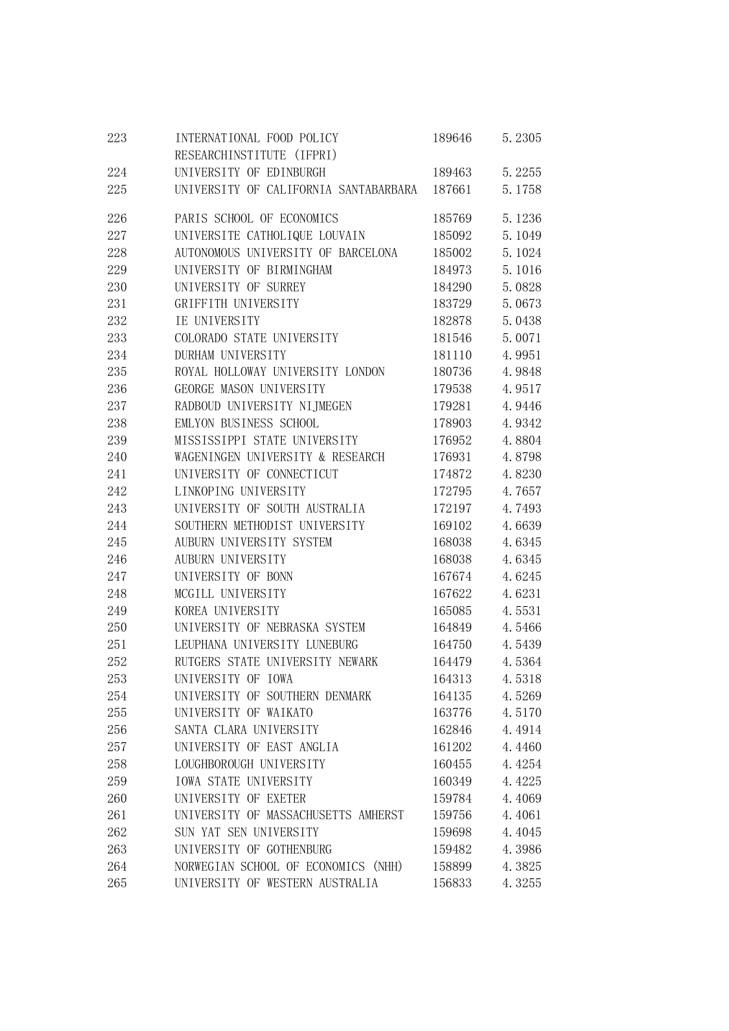| | | | |
|---|---|---|---|
| 223 | INTERNATIONAL FOOD POLICY RESEARCHINSTITUTE (IFPRI) | 189646 | 5.2305 |
| 224 | UNIVERSITY OF EDINBURGH | 189463 | 5.2255 |
| 225 | UNIVERSITY OF CALIFORNIA SANTABARBARA | 187661 | 5.1758 |
| 226 | PARIS SCHOOL OF ECONOMICS | 185769 | 5.1236 |
| 227 | UNIVERSITE CATHOLIQUE LOUVAIN | 185092 | 5.1049 |
| 228 | AUTONOMOUS UNIVERSITY OF BARCELONA | 185002 | 5.1024 |
| 229 | UNIVERSITY OF BIRMINGHAM | 184973 | 5.1016 |
| 230 | UNIVERSITY OF SURREY | 184290 | 5.0828 |
| 231 | GRIFFITH UNIVERSITY | 183729 | 5.0673 |
| 232 | IE UNIVERSITY | 182878 | 5.0438 |
| 233 | COLORADO STATE UNIVERSITY | 181546 | 5.0071 |
| 234 | DURHAM UNIVERSITY | 181110 | 4.9951 |
| 235 | ROYAL HOLLOWAY UNIVERSITY LONDON | 180736 | 4.9848 |
| 236 | GEORGE MASON UNIVERSITY | 179538 | 4.9517 |
| 237 | RADBOUD UNIVERSITY NIJMEGEN | 179281 | 4.9446 |
| 238 | EMLYON BUSINESS SCHOOL | 178903 | 4.9342 |
| 239 | MISSISSIPPI STATE UNIVERSITY | 176952 | 4.8804 |
| 240 | WAGENINGEN UNIVERSITY & RESEARCH | 176931 | 4.8798 |
| 241 | UNIVERSITY OF CONNECTICUT | 174872 | 4.8230 |
| 242 | LINKOPING UNIVERSITY | 172795 | 4.7657 |
| 243 | UNIVERSITY OF SOUTH AUSTRALIA | 172197 | 4.7493 |
| 244 | SOUTHERN METHODIST UNIVERSITY | 169102 | 4.6639 |
| 245 | AUBURN UNIVERSITY SYSTEM | 168038 | 4.6345 |
| 246 | AUBURN UNIVERSITY | 168038 | 4.6345 |
| 247 | UNIVERSITY OF BONN | 167674 | 4.6245 |
| 248 | MCGILL UNIVERSITY | 167622 | 4.6231 |
| 249 | KOREA UNIVERSITY | 165085 | 4.5531 |
| 250 | UNIVERSITY OF NEBRASKA SYSTEM | 164849 | 4.5466 |
| 251 | LEUPHANA UNIVERSITY LUNEBURG | 164750 | 4.5439 |
| 252 | RUTGERS STATE UNIVERSITY NEWARK | 164479 | 4.5364 |
| 253 | UNIVERSITY OF IOWA | 164313 | 4.5318 |
| 254 | UNIVERSITY OF SOUTHERN DENMARK | 164135 | 4.5269 |
| 255 | UNIVERSITY OF WAIKATO | 163776 | 4.5170 |
| 256 | SANTA CLARA UNIVERSITY | 162846 | 4.4914 |
| 257 | UNIVERSITY OF EAST ANGLIA | 161202 | 4.4460 |
| 258 | LOUGHBOROUGH UNIVERSITY | 160455 | 4.4254 |
| 259 | IOWA STATE UNIVERSITY | 160349 | 4.4225 |
| 260 | UNIVERSITY OF EXETER | 159784 | 4.4069 |
| 261 | UNIVERSITY OF MASSACHUSETTS AMHERST | 159756 | 4.4061 |
| 262 | SUN YAT SEN UNIVERSITY | 159698 | 4.4045 |
| 263 | UNIVERSITY OF GOTHENBURG | 159482 | 4.3986 |
| 264 | NORWEGIAN SCHOOL OF ECONOMICS (NHH) | 158899 | 4.3825 |
| 265 | UNIVERSITY OF WESTERN AUSTRALIA | 156833 | 4.3255 |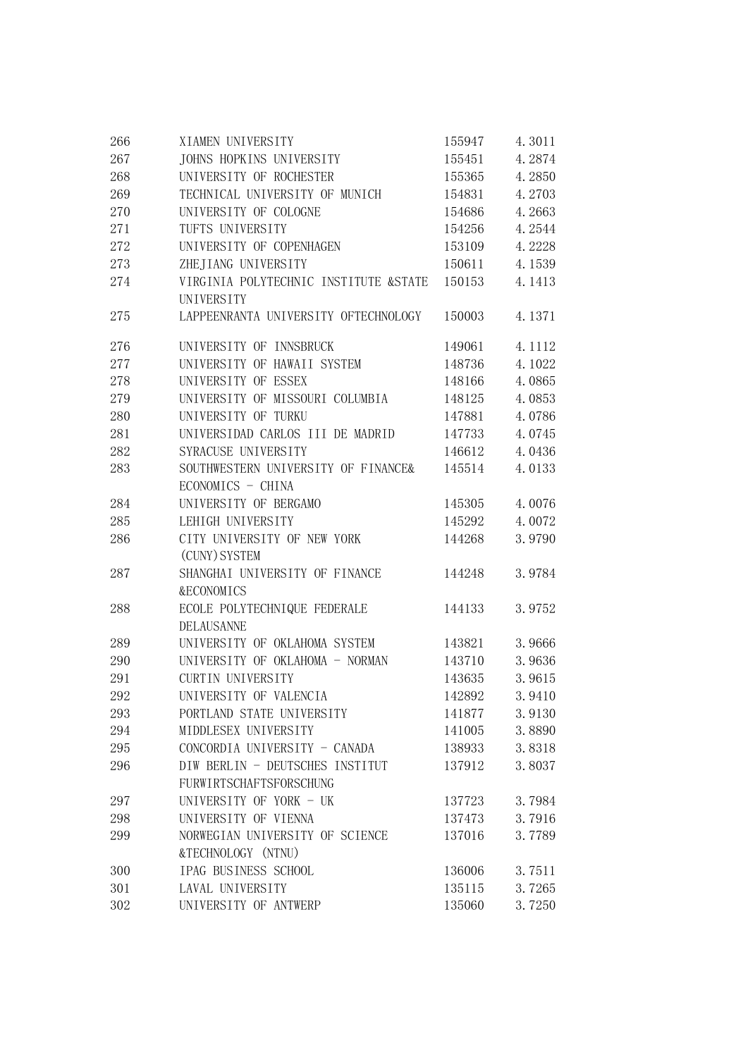| 266 | XIAMEN UNIVERSITY | 155947 | 4.3011 |
|---|---|---|---|
| 267 | JOHNS HOPKINS UNIVERSITY | 155451 | 4.2874 |
| 268 | UNIVERSITY OF ROCHESTER | 155365 | 4.2850 |
| 269 | TECHNICAL UNIVERSITY OF MUNICH | 154831 | 4.2703 |
| 270 | UNIVERSITY OF COLOGNE | 154686 | 4.2663 |
| 271 | TUFTS UNIVERSITY | 154256 | 4.2544 |
| 272 | UNIVERSITY OF COPENHAGEN | 153109 | 4.2228 |
| 273 | ZHEJIANG UNIVERSITY | 150611 | 4.1539 |
| 274 | VIRGINIA POLYTECHNIC INSTITUTE &STATE UNIVERSITY | 150153 | 4.1413 |
| 275 | LAPPEENRANTA UNIVERSITY OFTECHNOLOGY | 150003 | 4.1371 |
| 276 | UNIVERSITY OF INNSBRUCK | 149061 | 4.1112 |
| 277 | UNIVERSITY OF HAWAII SYSTEM | 148736 | 4.1022 |
| 278 | UNIVERSITY OF ESSEX | 148166 | 4.0865 |
| 279 | UNIVERSITY OF MISSOURI COLUMBIA | 148125 | 4.0853 |
| 280 | UNIVERSITY OF TURKU | 147881 | 4.0786 |
| 281 | UNIVERSIDAD CARLOS III DE MADRID | 147733 | 4.0745 |
| 282 | SYRACUSE UNIVERSITY | 146612 | 4.0436 |
| 283 | SOUTHWESTERN UNIVERSITY OF FINANCE& ECONOMICS - CHINA | 145514 | 4.0133 |
| 284 | UNIVERSITY OF BERGAMO | 145305 | 4.0076 |
| 285 | LEHIGH UNIVERSITY | 145292 | 4.0072 |
| 286 | CITY UNIVERSITY OF NEW YORK (CUNY)SYSTEM | 144268 | 3.9790 |
| 287 | SHANGHAI UNIVERSITY OF FINANCE &ECONOMICS | 144248 | 3.9784 |
| 288 | ECOLE POLYTECHNIQUE FEDERALE DELAUSANNE | 144133 | 3.9752 |
| 289 | UNIVERSITY OF OKLAHOMA SYSTEM | 143821 | 3.9666 |
| 290 | UNIVERSITY OF OKLAHOMA - NORMAN | 143710 | 3.9636 |
| 291 | CURTIN UNIVERSITY | 143635 | 3.9615 |
| 292 | UNIVERSITY OF VALENCIA | 142892 | 3.9410 |
| 293 | PORTLAND STATE UNIVERSITY | 141877 | 3.9130 |
| 294 | MIDDLESEX UNIVERSITY | 141005 | 3.8890 |
| 295 | CONCORDIA UNIVERSITY - CANADA | 138933 | 3.8318 |
| 296 | DIW BERLIN - DEUTSCHES INSTITUT FURWIRTSCHAFTSFORSCHUNG | 137912 | 3.8037 |
| 297 | UNIVERSITY OF YORK - UK | 137723 | 3.7984 |
| 298 | UNIVERSITY OF VIENNA | 137473 | 3.7916 |
| 299 | NORWEGIAN UNIVERSITY OF SCIENCE &TECHNOLOGY (NTNU) | 137016 | 3.7789 |
| 300 | IPAG BUSINESS SCHOOL | 136006 | 3.7511 |
| 301 | LAVAL UNIVERSITY | 135115 | 3.7265 |
| 302 | UNIVERSITY OF ANTWERP | 135060 | 3.7250 |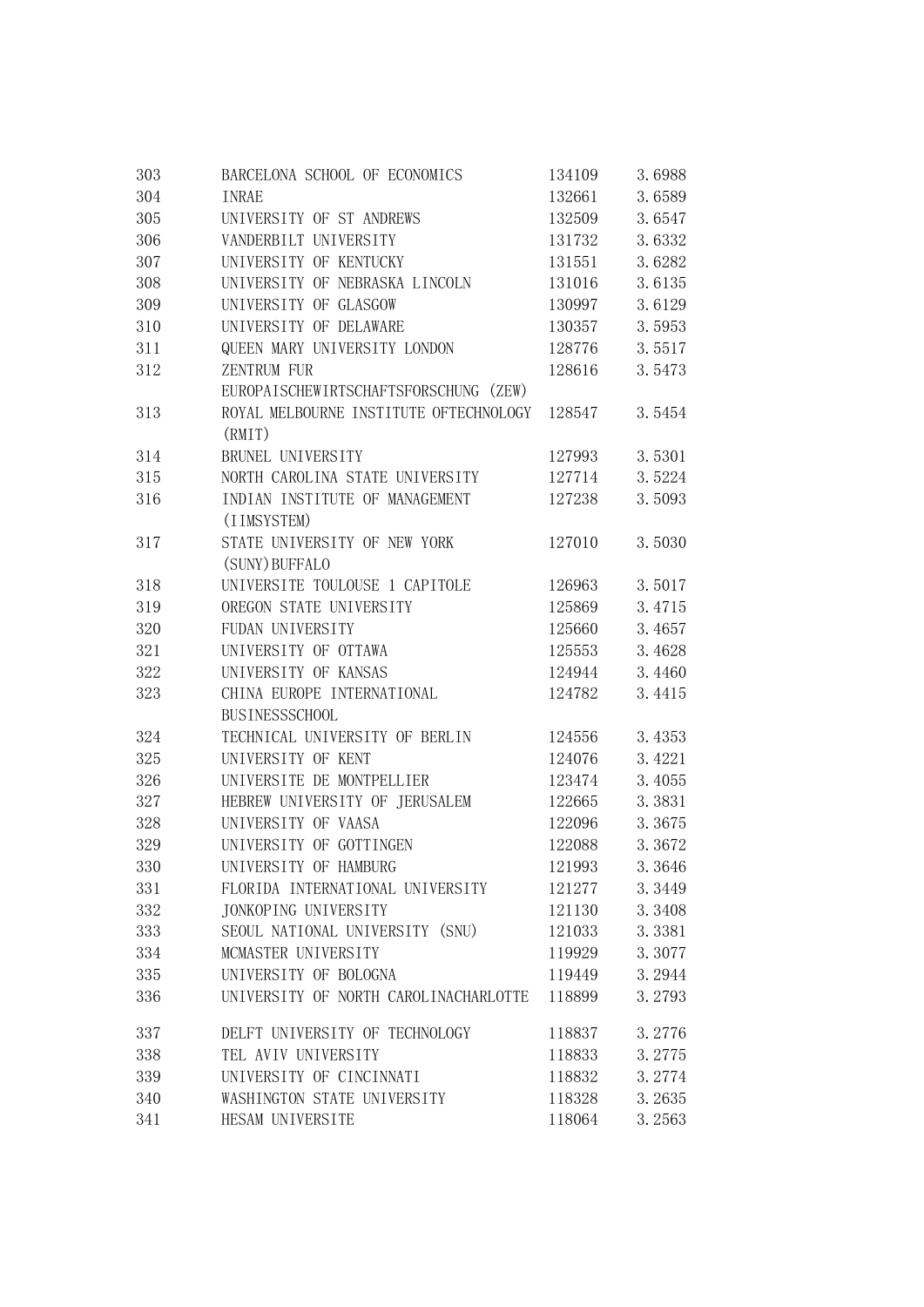| | | | |
|---|---|---|---|
| 303 | BARCELONA SCHOOL OF ECONOMICS | 134109 | 3.6988 |
| 304 | INRAE | 132661 | 3.6589 |
| 305 | UNIVERSITY OF ST ANDREWS | 132509 | 3.6547 |
| 306 | VANDERBILT UNIVERSITY | 131732 | 3.6332 |
| 307 | UNIVERSITY OF KENTUCKY | 131551 | 3.6282 |
| 308 | UNIVERSITY OF NEBRASKA LINCOLN | 131016 | 3.6135 |
| 309 | UNIVERSITY OF GLASGOW | 130997 | 3.6129 |
| 310 | UNIVERSITY OF DELAWARE | 130357 | 3.5953 |
| 311 | QUEEN MARY UNIVERSITY LONDON | 128776 | 3.5517 |
| 312 | ZENTRUM FUR EUROPAISCHEWIRTSCHAFTSFORSCHUNG (ZEW) | 128616 | 3.5473 |
| 313 | ROYAL MELBOURNE INSTITUTE OFTECHNOLOGY (RMIT) | 128547 | 3.5454 |
| 314 | BRUNEL UNIVERSITY | 127993 | 3.5301 |
| 315 | NORTH CAROLINA STATE UNIVERSITY | 127714 | 3.5224 |
| 316 | INDIAN INSTITUTE OF MANAGEMENT (IIMSYSTEM) | 127238 | 3.5093 |
| 317 | STATE UNIVERSITY OF NEW YORK (SUNY)BUFFALO | 127010 | 3.5030 |
| 318 | UNIVERSITE TOULOUSE 1 CAPITOLE | 126963 | 3.5017 |
| 319 | OREGON STATE UNIVERSITY | 125869 | 3.4715 |
| 320 | FUDAN UNIVERSITY | 125660 | 3.4657 |
| 321 | UNIVERSITY OF OTTAWA | 125553 | 3.4628 |
| 322 | UNIVERSITY OF KANSAS | 124944 | 3.4460 |
| 323 | CHINA EUROPE INTERNATIONAL BUSINESSSCHOOL | 124782 | 3.4415 |
| 324 | TECHNICAL UNIVERSITY OF BERLIN | 124556 | 3.4353 |
| 325 | UNIVERSITY OF KENT | 124076 | 3.4221 |
| 326 | UNIVERSITE DE MONTPELLIER | 123474 | 3.4055 |
| 327 | HEBREW UNIVERSITY OF JERUSALEM | 122665 | 3.3831 |
| 328 | UNIVERSITY OF VAASA | 122096 | 3.3675 |
| 329 | UNIVERSITY OF GOTTINGEN | 122088 | 3.3672 |
| 330 | UNIVERSITY OF HAMBURG | 121993 | 3.3646 |
| 331 | FLORIDA INTERNATIONAL UNIVERSITY | 121277 | 3.3449 |
| 332 | JONKOPING UNIVERSITY | 121130 | 3.3408 |
| 333 | SEOUL NATIONAL UNIVERSITY (SNU) | 121033 | 3.3381 |
| 334 | MCMASTER UNIVERSITY | 119929 | 3.3077 |
| 335 | UNIVERSITY OF BOLOGNA | 119449 | 3.2944 |
| 336 | UNIVERSITY OF NORTH CAROLINACHARLOTTE | 118899 | 3.2793 |
| 337 | DELFT UNIVERSITY OF TECHNOLOGY | 118837 | 3.2776 |
| 338 | TEL AVIV UNIVERSITY | 118833 | 3.2775 |
| 339 | UNIVERSITY OF CINCINNATI | 118832 | 3.2774 |
| 340 | WASHINGTON STATE UNIVERSITY | 118328 | 3.2635 |
| 341 | HESAM UNIVERSITE | 118064 | 3.2563 |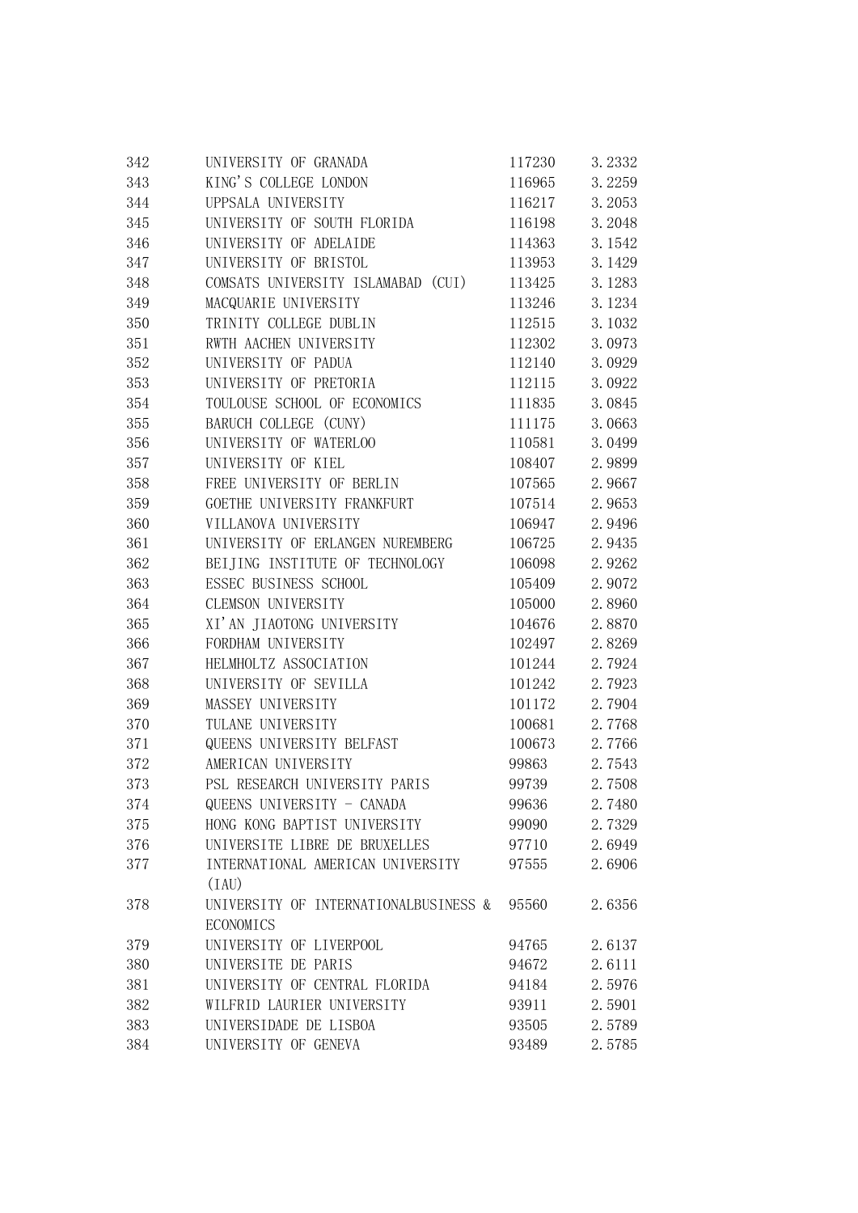| | | | |
|---|---|---|---|
| 342 | UNIVERSITY OF GRANADA | 117230 | 3.2332 |
| 343 | KING'S COLLEGE LONDON | 116965 | 3.2259 |
| 344 | UPPSALA UNIVERSITY | 116217 | 3.2053 |
| 345 | UNIVERSITY OF SOUTH FLORIDA | 116198 | 3.2048 |
| 346 | UNIVERSITY OF ADELAIDE | 114363 | 3.1542 |
| 347 | UNIVERSITY OF BRISTOL | 113953 | 3.1429 |
| 348 | COMSATS UNIVERSITY ISLAMABAD (CUI) | 113425 | 3.1283 |
| 349 | MACQUARIE UNIVERSITY | 113246 | 3.1234 |
| 350 | TRINITY COLLEGE DUBLIN | 112515 | 3.1032 |
| 351 | RWTH AACHEN UNIVERSITY | 112302 | 3.0973 |
| 352 | UNIVERSITY OF PADUA | 112140 | 3.0929 |
| 353 | UNIVERSITY OF PRETORIA | 112115 | 3.0922 |
| 354 | TOULOUSE SCHOOL OF ECONOMICS | 111835 | 3.0845 |
| 355 | BARUCH COLLEGE (CUNY) | 111175 | 3.0663 |
| 356 | UNIVERSITY OF WATERLOO | 110581 | 3.0499 |
| 357 | UNIVERSITY OF KIEL | 108407 | 2.9899 |
| 358 | FREE UNIVERSITY OF BERLIN | 107565 | 2.9667 |
| 359 | GOETHE UNIVERSITY FRANKFURT | 107514 | 2.9653 |
| 360 | VILLANOVA UNIVERSITY | 106947 | 2.9496 |
| 361 | UNIVERSITY OF ERLANGEN NUREMBERG | 106725 | 2.9435 |
| 362 | BEIJING INSTITUTE OF TECHNOLOGY | 106098 | 2.9262 |
| 363 | ESSEC BUSINESS SCHOOL | 105409 | 2.9072 |
| 364 | CLEMSON UNIVERSITY | 105000 | 2.8960 |
| 365 | XI'AN JIAOTONG UNIVERSITY | 104676 | 2.8870 |
| 366 | FORDHAM UNIVERSITY | 102497 | 2.8269 |
| 367 | HELMHOLTZ ASSOCIATION | 101244 | 2.7924 |
| 368 | UNIVERSITY OF SEVILLA | 101242 | 2.7923 |
| 369 | MASSEY UNIVERSITY | 101172 | 2.7904 |
| 370 | TULANE UNIVERSITY | 100681 | 2.7768 |
| 371 | QUEENS UNIVERSITY BELFAST | 100673 | 2.7766 |
| 372 | AMERICAN UNIVERSITY | 99863 | 2.7543 |
| 373 | PSL RESEARCH UNIVERSITY PARIS | 99739 | 2.7508 |
| 374 | QUEENS UNIVERSITY - CANADA | 99636 | 2.7480 |
| 375 | HONG KONG BAPTIST UNIVERSITY | 99090 | 2.7329 |
| 376 | UNIVERSITE LIBRE DE BRUXELLES | 97710 | 2.6949 |
| 377 | INTERNATIONAL AMERICAN UNIVERSITY (IAU) | 97555 | 2.6906 |
| 378 | UNIVERSITY OF INTERNATIONALBUSINESS & ECONOMICS | 95560 | 2.6356 |
| 379 | UNIVERSITY OF LIVERPOOL | 94765 | 2.6137 |
| 380 | UNIVERSITE DE PARIS | 94672 | 2.6111 |
| 381 | UNIVERSITY OF CENTRAL FLORIDA | 94184 | 2.5976 |
| 382 | WILFRID LAURIER UNIVERSITY | 93911 | 2.5901 |
| 383 | UNIVERSIDADE DE LISBOA | 93505 | 2.5789 |
| 384 | UNIVERSITY OF GENEVA | 93489 | 2.5785 |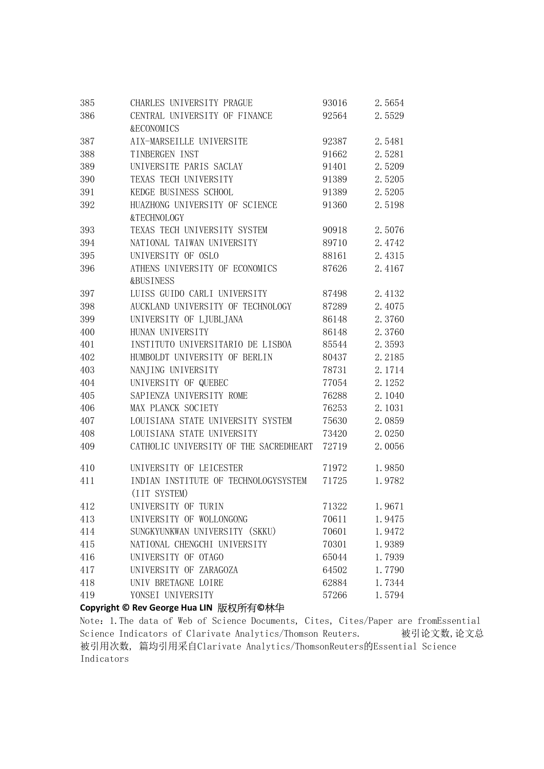| | | | |
|---|---|---|---|
| 385 | CHARLES UNIVERSITY PRAGUE | 93016 | 2.5654 |
| 386 | CENTRAL UNIVERSITY OF FINANCE &ECONOMICS | 92564 | 2.5529 |
| 387 | AIX-MARSEILLE UNIVERSITE | 92387 | 2.5481 |
| 388 | TINBERGEN INST | 91662 | 2.5281 |
| 389 | UNIVERSITE PARIS SACLAY | 91401 | 2.5209 |
| 390 | TEXAS TECH UNIVERSITY | 91389 | 2.5205 |
| 391 | KEDGE BUSINESS SCHOOL | 91389 | 2.5205 |
| 392 | HUAZHONG UNIVERSITY OF SCIENCE &TECHNOLOGY | 91360 | 2.5198 |
| 393 | TEXAS TECH UNIVERSITY SYSTEM | 90918 | 2.5076 |
| 394 | NATIONAL TAIWAN UNIVERSITY | 89710 | 2.4742 |
| 395 | UNIVERSITY OF OSLO | 88161 | 2.4315 |
| 396 | ATHENS UNIVERSITY OF ECONOMICS &BUSINESS | 87626 | 2.4167 |
| 397 | LUISS GUIDO CARLI UNIVERSITY | 87498 | 2.4132 |
| 398 | AUCKLAND UNIVERSITY OF TECHNOLOGY | 87289 | 2.4075 |
| 399 | UNIVERSITY OF LJUBLJANA | 86148 | 2.3760 |
| 400 | HUNAN UNIVERSITY | 86148 | 2.3760 |
| 401 | INSTITUTO UNIVERSITARIO DE LISBOA | 85544 | 2.3593 |
| 402 | HUMBOLDT UNIVERSITY OF BERLIN | 80437 | 2.2185 |
| 403 | NANJING UNIVERSITY | 78731 | 2.1714 |
| 404 | UNIVERSITY OF QUEBEC | 77054 | 2.1252 |
| 405 | SAPIENZA UNIVERSITY ROME | 76288 | 2.1040 |
| 406 | MAX PLANCK SOCIETY | 76253 | 2.1031 |
| 407 | LOUISIANA STATE UNIVERSITY SYSTEM | 75630 | 2.0859 |
| 408 | LOUISIANA STATE UNIVERSITY | 73420 | 2.0250 |
| 409 | CATHOLIC UNIVERSITY OF THE SACREDHEART | 72719 | 2.0056 |
| 410 | UNIVERSITY OF LEICESTER | 71972 | 1.9850 |
| 411 | INDIAN INSTITUTE OF TECHNOLOGYSYSTEM (IIT SYSTEM) | 71725 | 1.9782 |
| 412 | UNIVERSITY OF TURIN | 71322 | 1.9671 |
| 413 | UNIVERSITY OF WOLLONGONG | 70611 | 1.9475 |
| 414 | SUNGKYUNKWAN UNIVERSITY (SKKU) | 70601 | 1.9472 |
| 415 | NATIONAL CHENGCHI UNIVERSITY | 70301 | 1.9389 |
| 416 | UNIVERSITY OF OTAGO | 65044 | 1.7939 |
| 417 | UNIVERSITY OF ZARAGOZA | 64502 | 1.7790 |
| 418 | UNIV BRETAGNE LOIRE | 62884 | 1.7344 |
| 419 | YONSEI UNIVERSITY | 57266 | 1.5794 |

**Copyright © Rev George Hua LIN 版权所有©林华**

Note：1.The data of Web of Science Documents, Cites, Cites/Paper are fromEssential Science Indicators of Clarivate Analytics/Thomson Reuters. 被引论文数,论文总被引用次数, 篇均引用采自Clarivate Analytics/ThomsonReuters的Essential Science Indicators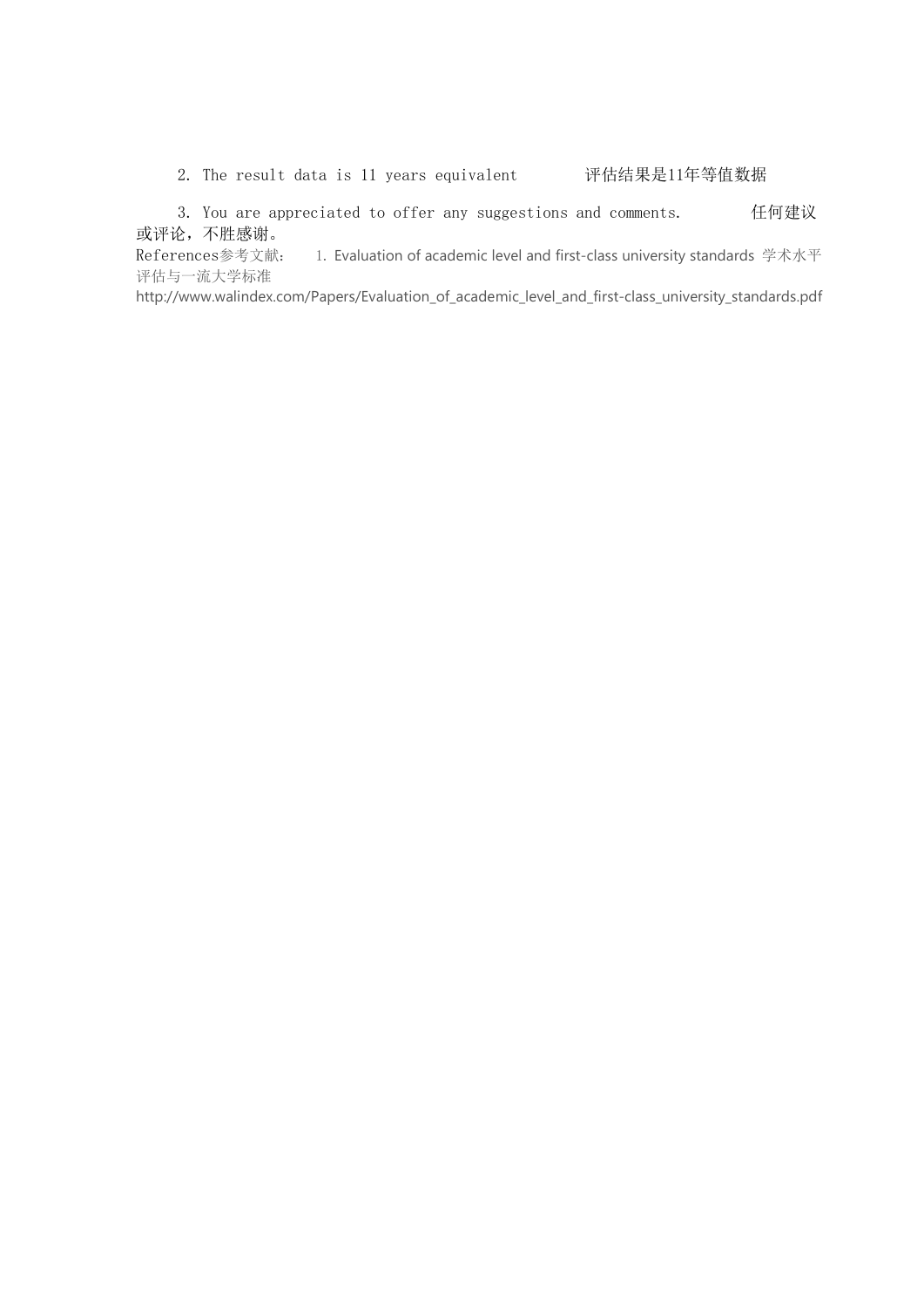2. The result data is 11 years equivalent　　评估结果是11年等值数据

3. You are appreciated to offer any suggestions and comments.　　任何建议或评论，不胜感谢。

References参考文献：　1. Evaluation of academic level and first-class university standards 学术水平评估与一流大学标准 http://www.walindex.com/Papers/Evaluation_of_academic_level_and_first-class_university_standards.pdf